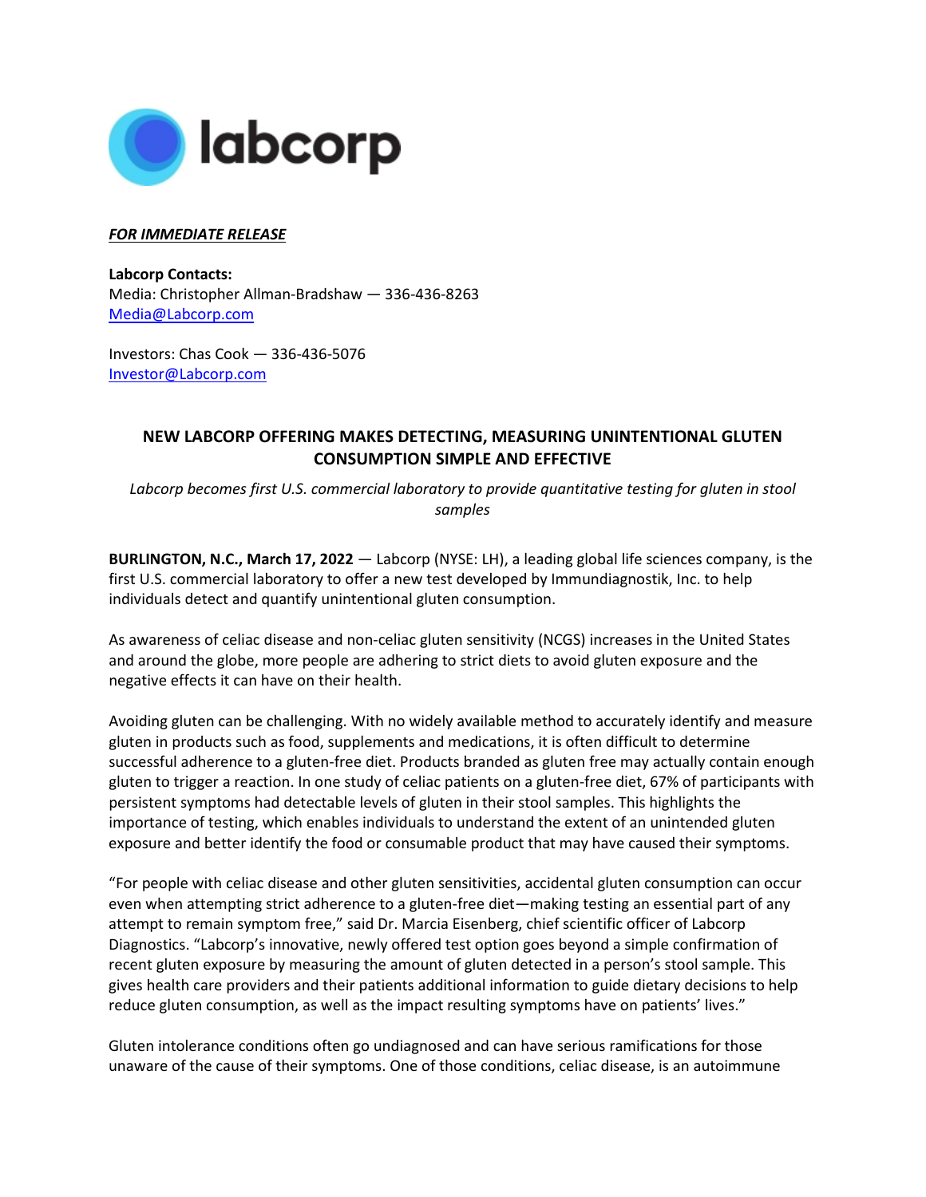labcorp

***FOR IMMEDIATE RELEASE***

**Labcorp Contacts:**
Media: Christopher Allman-Bradshaw — 336-436-8263
Media@Labcorp.com

Investors: Chas Cook — 336-436-5076
Investor@Labcorp.com

## NEW LABCORP OFFERING MAKES DETECTING, MEASURING UNINTENTIONAL GLUTEN CONSUMPTION SIMPLE AND EFFECTIVE

*Labcorp becomes first U.S. commercial laboratory to provide quantitative testing for gluten in stool samples*

**BURLINGTON, N.C., March 17, 2022** — Labcorp (NYSE: LH), a leading global life sciences company, is the first U.S. commercial laboratory to offer a new test developed by Immundiagnostik, Inc. to help individuals detect and quantify unintentional gluten consumption.

As awareness of celiac disease and non-celiac gluten sensitivity (NCGS) increases in the United States and around the globe, more people are adhering to strict diets to avoid gluten exposure and the negative effects it can have on their health.

Avoiding gluten can be challenging. With no widely available method to accurately identify and measure gluten in products such as food, supplements and medications, it is often difficult to determine successful adherence to a gluten-free diet. Products branded as gluten free may actually contain enough gluten to trigger a reaction. In one study of celiac patients on a gluten-free diet, 67% of participants with persistent symptoms had detectable levels of gluten in their stool samples. This highlights the importance of testing, which enables individuals to understand the extent of an unintended gluten exposure and better identify the food or consumable product that may have caused their symptoms.

"For people with celiac disease and other gluten sensitivities, accidental gluten consumption can occur even when attempting strict adherence to a gluten-free diet—making testing an essential part of any attempt to remain symptom free," said Dr. Marcia Eisenberg, chief scientific officer of Labcorp Diagnostics. "Labcorp's innovative, newly offered test option goes beyond a simple confirmation of recent gluten exposure by measuring the amount of gluten detected in a person's stool sample. This gives health care providers and their patients additional information to guide dietary decisions to help reduce gluten consumption, as well as the impact resulting symptoms have on patients' lives."

Gluten intolerance conditions often go undiagnosed and can have serious ramifications for those unaware of the cause of their symptoms. One of those conditions, celiac disease, is an autoimmune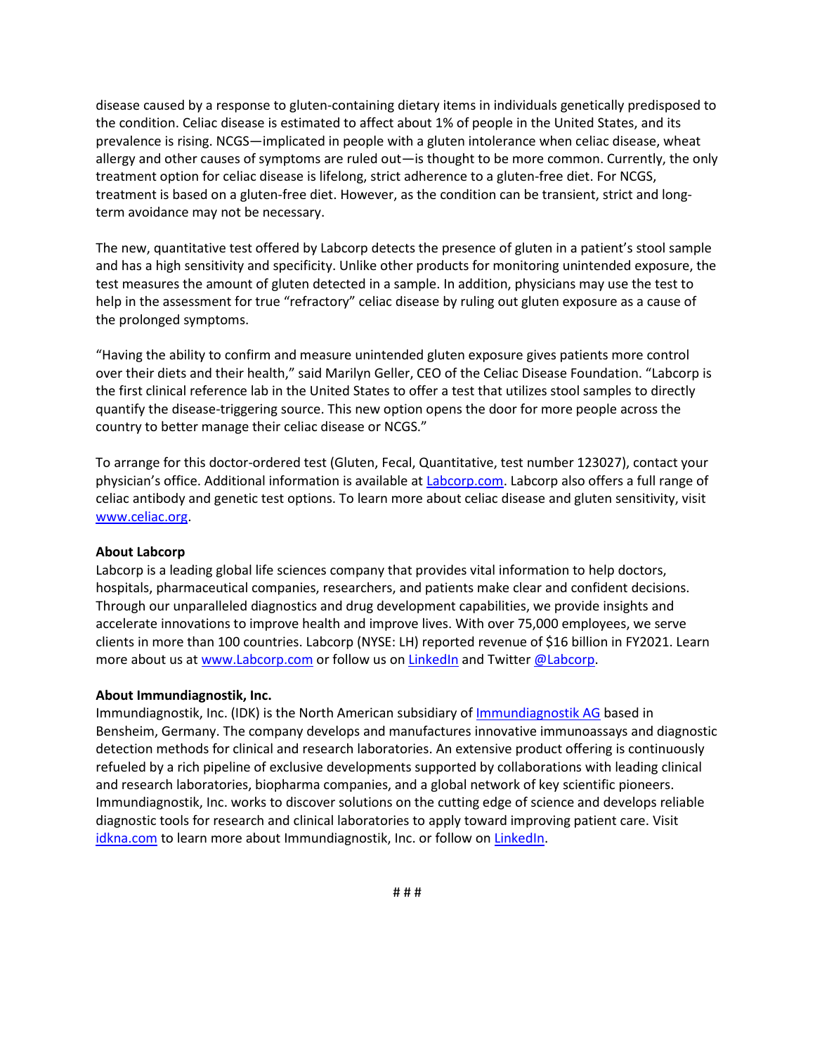disease caused by a response to gluten-containing dietary items in individuals genetically predisposed to the condition. Celiac disease is estimated to affect about 1% of people in the United States, and its prevalence is rising. NCGS—implicated in people with a gluten intolerance when celiac disease, wheat allergy and other causes of symptoms are ruled out—is thought to be more common. Currently, the only treatment option for celiac disease is lifelong, strict adherence to a gluten-free diet. For NCGS, treatment is based on a gluten-free diet. However, as the condition can be transient, strict and long-term avoidance may not be necessary.

The new, quantitative test offered by Labcorp detects the presence of gluten in a patient's stool sample and has a high sensitivity and specificity. Unlike other products for monitoring unintended exposure, the test measures the amount of gluten detected in a sample. In addition, physicians may use the test to help in the assessment for true "refractory" celiac disease by ruling out gluten exposure as a cause of the prolonged symptoms.

"Having the ability to confirm and measure unintended gluten exposure gives patients more control over their diets and their health," said Marilyn Geller, CEO of the Celiac Disease Foundation. "Labcorp is the first clinical reference lab in the United States to offer a test that utilizes stool samples to directly quantify the disease-triggering source. This new option opens the door for more people across the country to better manage their celiac disease or NCGS."

To arrange for this doctor-ordered test (Gluten, Fecal, Quantitative, test number 123027), contact your physician's office. Additional information is available at Labcorp.com. Labcorp also offers a full range of celiac antibody and genetic test options. To learn more about celiac disease and gluten sensitivity, visit www.celiac.org.

**About Labcorp**
Labcorp is a leading global life sciences company that provides vital information to help doctors, hospitals, pharmaceutical companies, researchers, and patients make clear and confident decisions. Through our unparalleled diagnostics and drug development capabilities, we provide insights and accelerate innovations to improve health and improve lives. With over 75,000 employees, we serve clients in more than 100 countries. Labcorp (NYSE: LH) reported revenue of $16 billion in FY2021. Learn more about us at www.Labcorp.com or follow us on LinkedIn and Twitter @Labcorp.

**About Immundiagnostik, Inc.**
Immundiagnostik, Inc. (IDK) is the North American subsidiary of Immundiagnostik AG based in Bensheim, Germany. The company develops and manufactures innovative immunoassays and diagnostic detection methods for clinical and research laboratories. An extensive product offering is continuously refueled by a rich pipeline of exclusive developments supported by collaborations with leading clinical and research laboratories, biopharma companies, and a global network of key scientific pioneers. Immundiagnostik, Inc. works to discover solutions on the cutting edge of science and develops reliable diagnostic tools for research and clinical laboratories to apply toward improving patient care. Visit idkna.com to learn more about Immundiagnostik, Inc. or follow on LinkedIn.

# # #